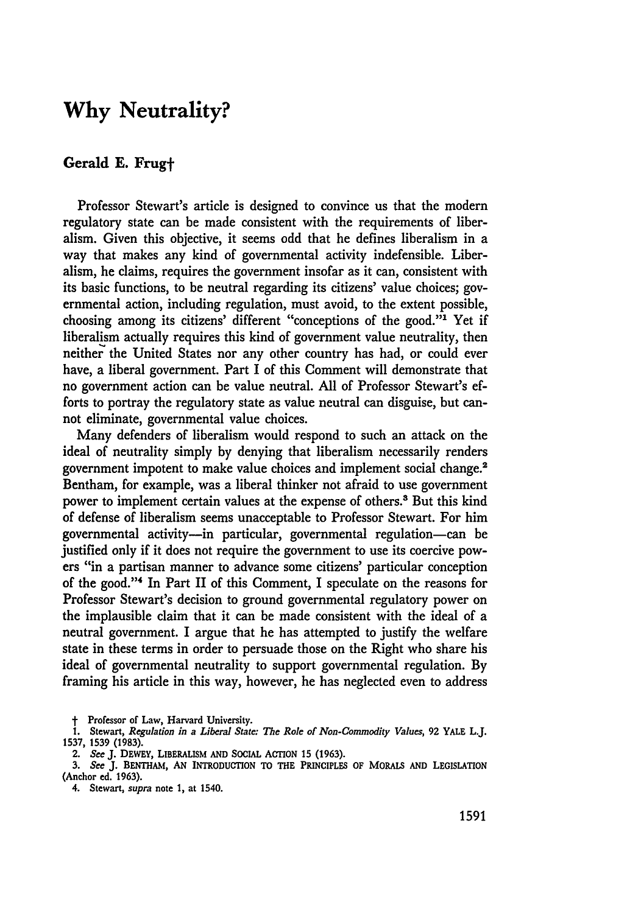# Why Neutrality?

## Gerald E. Frug†

Professor Stewart's article is designed to convince us that the modern regulatory state can be made consistent with the requirements of liberalism. Given this objective, it seems odd that he defines liberalism in a way that makes any kind of governmental activity indefensible. Liberalism, he claims, requires the government insofar as it can, consistent with its basic functions, to be neutral regarding its citizens' value choices; governmental action, including regulation, must avoid, to the extent possible, choosing among its citizens' different "conceptions of the good."[1] Yet if liberalism actually requires this kind of government value neutrality, then neither the United States nor any other country has had, or could ever have, a liberal government. Part I of this Comment will demonstrate that no government action can be value neutral. All of Professor Stewart's efforts to portray the regulatory state as value neutral can disguise, but cannot eliminate, governmental value choices.

Many defenders of liberalism would respond to such an attack on the ideal of neutrality simply by denying that liberalism necessarily renders government impotent to make value choices and implement social change.[2] Bentham, for example, was a liberal thinker not afraid to use government power to implement certain values at the expense of others.[3] But this kind of defense of liberalism seems unacceptable to Professor Stewart. For him governmental activity—in particular, governmental regulation—can be justified only if it does not require the government to use its coercive powers "in a partisan manner to advance some citizens' particular conception of the good."[4] In Part II of this Comment, I speculate on the reasons for Professor Stewart's decision to ground governmental regulatory power on the implausible claim that it can be made consistent with the ideal of a neutral government. I argue that he has attempted to justify the welfare state in these terms in order to persuade those on the Right who share his ideal of governmental neutrality to support governmental regulation. By framing his article in this way, however, he has neglected even to address

† Professor of Law, Harvard University.

1. Stewart, *Regulation in a Liberal State: The Role of Non-Commodity Values*, 92 YALE L.J. 1537, 1539 (1983).

2. *See* J. DEWEY, LIBERALISM AND SOCIAL ACTION 15 (1963).

3. *See* J. BENTHAM, AN INTRODUCTION TO THE PRINCIPLES OF MORALS AND LEGISLATION (Anchor ed. 1963).

4. Stewart, *supra* note 1, at 1540.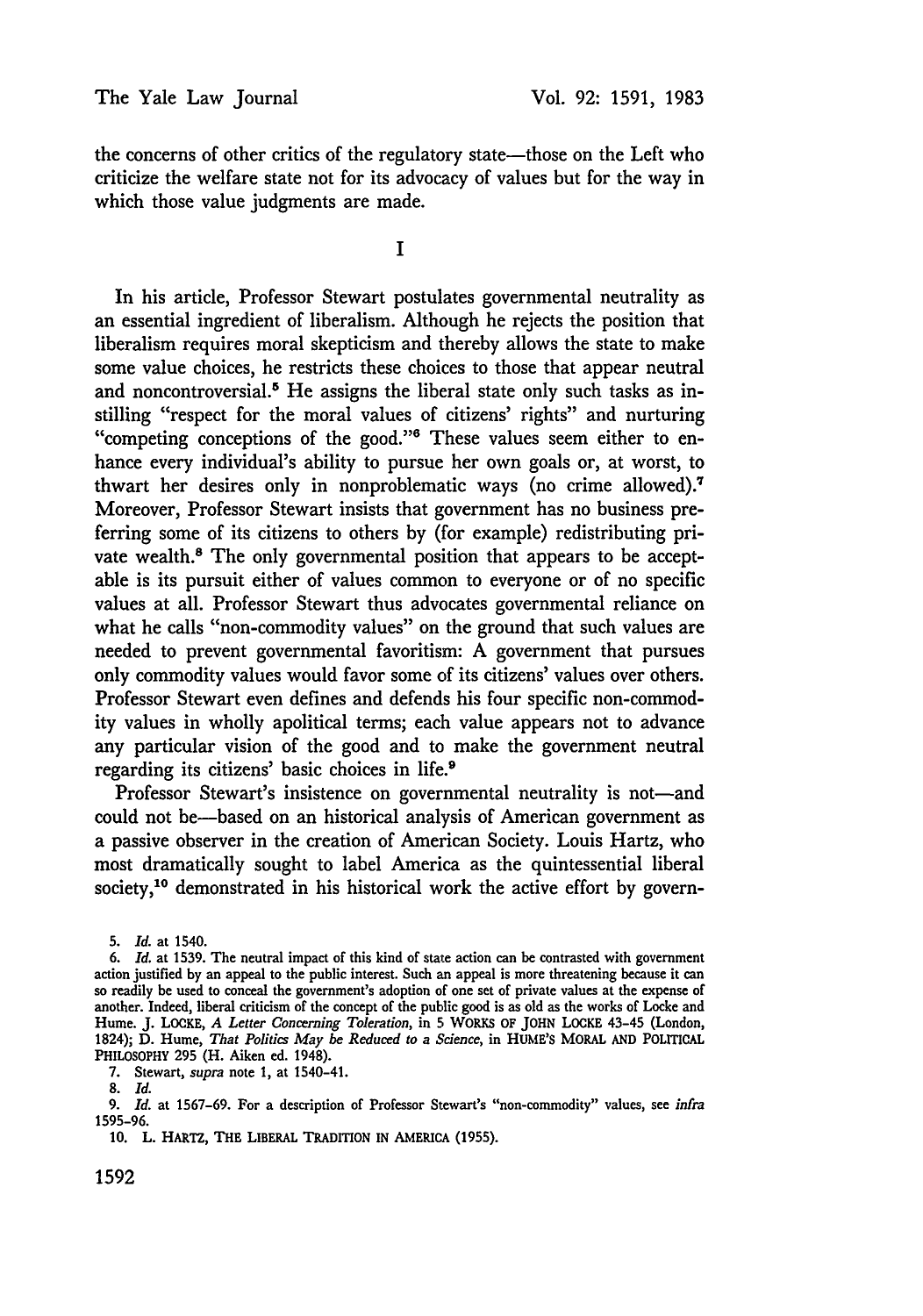the concerns of other critics of the regulatory state—those on the Left who criticize the welfare state not for its advocacy of values but for the way in which those value judgments are made.

## I

In his article, Professor Stewart postulates governmental neutrality as an essential ingredient of liberalism. Although he rejects the position that liberalism requires moral skepticism and thereby allows the state to make some value choices, he restricts these choices to those that appear neutral and noncontroversial.[5] He assigns the liberal state only such tasks as instilling "respect for the moral values of citizens' rights" and nurturing "competing conceptions of the good."[6] These values seem either to enhance every individual's ability to pursue her own goals or, at worst, to thwart her desires only in nonproblematic ways (no crime allowed).[7] Moreover, Professor Stewart insists that government has no business preferring some of its citizens to others by (for example) redistributing private wealth.[8] The only governmental position that appears to be acceptable is its pursuit either of values common to everyone or of no specific values at all. Professor Stewart thus advocates governmental reliance on what he calls "non-commodity values" on the ground that such values are needed to prevent governmental favoritism: A government that pursues only commodity values would favor some of its citizens' values over others. Professor Stewart even defines and defends his four specific non-commodity values in wholly apolitical terms; each value appears not to advance any particular vision of the good and to make the government neutral regarding its citizens' basic choices in life.[9]

Professor Stewart's insistence on governmental neutrality is not—and could not be—based on an historical analysis of American government as a passive observer in the creation of American Society. Louis Hartz, who most dramatically sought to label America as the quintessential liberal society,[10] demonstrated in his historical work the active effort by govern-

5. *Id.* at 1540.

6. *Id.* at 1539. The neutral impact of this kind of state action can be contrasted with government action justified by an appeal to the public interest. Such an appeal is more threatening because it can so readily be used to conceal the government's adoption of one set of private values at the expense of another. Indeed, liberal criticism of the concept of the public good is as old as the works of Locke and Hume. J. LOCKE, *A Letter Concerning Toleration*, in 5 WORKS OF JOHN LOCKE 43-45 (London, 1824); D. Hume, *That Politics May be Reduced to a Science*, in HUME'S MORAL AND POLITICAL PHILOSOPHY 295 (H. Aiken ed. 1948).

7. Stewart, *supra* note 1, at 1540-41.

8. *Id.*

9. *Id.* at 1567-69. For a description of Professor Stewart's "non-commodity" values, see *infra* 1595-96.

10. L. HARTZ, THE LIBERAL TRADITION IN AMERICA (1955).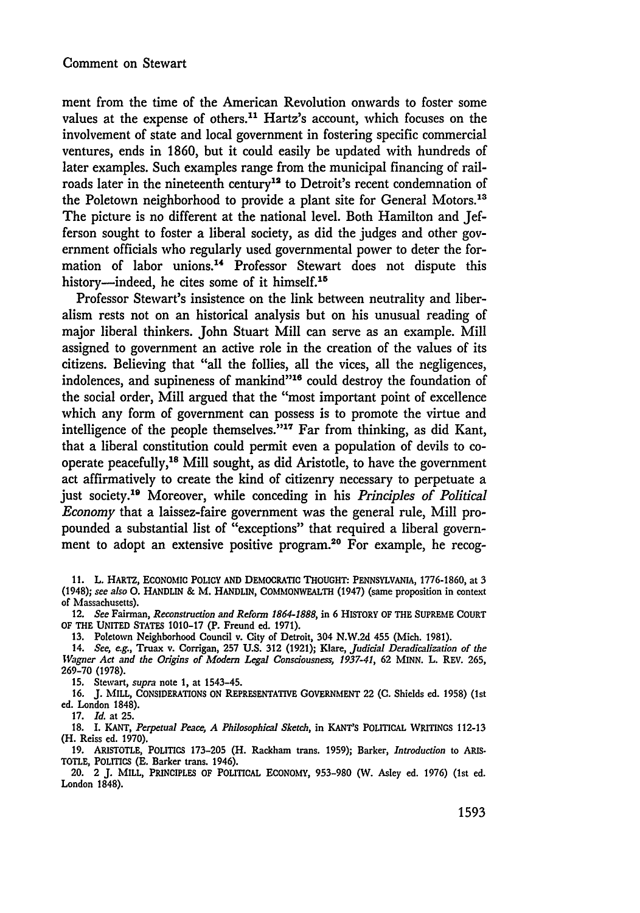ment from the time of the American Revolution onwards to foster some values at the expense of others.[11] Hartz's account, which focuses on the involvement of state and local government in fostering specific commercial ventures, ends in 1860, but it could easily be updated with hundreds of later examples. Such examples range from the municipal financing of railroads later in the nineteenth century[12] to Detroit's recent condemnation of the Poletown neighborhood to provide a plant site for General Motors.[13] The picture is no different at the national level. Both Hamilton and Jefferson sought to foster a liberal society, as did the judges and other government officials who regularly used governmental power to deter the formation of labor unions.[14] Professor Stewart does not dispute this history—indeed, he cites some of it himself.[15]

Professor Stewart's insistence on the link between neutrality and liberalism rests not on an historical analysis but on his unusual reading of major liberal thinkers. John Stuart Mill can serve as an example. Mill assigned to government an active role in the creation of the values of its citizens. Believing that "all the follies, all the vices, all the negligences, indolences, and supineness of mankind"[16] could destroy the foundation of the social order, Mill argued that the "most important point of excellence which any form of government can possess is to promote the virtue and intelligence of the people themselves."[17] Far from thinking, as did Kant, that a liberal constitution could permit even a population of devils to cooperate peacefully,[18] Mill sought, as did Aristotle, to have the government act affirmatively to create the kind of citizenry necessary to perpetuate a just society.[19] Moreover, while conceding in his *Principles of Political Economy* that a laissez-faire government was the general rule, Mill propounded a substantial list of "exceptions" that required a liberal government to adopt an extensive positive program.[20] For example, he recog-

11. L. HARTZ, ECONOMIC POLICY AND DEMOCRATIC THOUGHT: PENNSYLVANIA, 1776-1860, at 3 (1948); *see also* O. HANDLIN & M. HANDLIN, COMMONWEALTH (1947) (same proposition in context of Massachusetts).

12. *See* Fairman, *Reconstruction and Reform 1864-1888*, in 6 HISTORY OF THE SUPREME COURT OF THE UNITED STATES 1010-17 (P. Freund ed. 1971).

13. Poletown Neighborhood Council v. City of Detroit, 304 N.W.2d 455 (Mich. 1981).

14. *See, e.g.*, Truax v. Corrigan, 257 U.S. 312 (1921); Klare, *Judicial Deradicalization of the Wagner Act and the Origins of Modern Legal Consciousness, 1937-41*, 62 MINN. L. REV. 265, 269-70 (1978).

15. Stewart, *supra* note 1, at 1543-45.

16. J. MILL, CONSIDERATIONS ON REPRESENTATIVE GOVERNMENT 22 (C. Shields ed. 1958) (1st ed. London 1848).

17. *Id.* at 25.

18. I. KANT, *Perpetual Peace, A Philosophical Sketch*, in KANT'S POLITICAL WRITINGS 112-13 (H. Reiss ed. 1970).

19. ARISTOTLE, POLITICS 173-205 (H. Rackham trans. 1959); Barker, *Introduction* to ARISTOTLE, POLITICS (E. Barker trans. 1946).

20. 2 J. MILL, PRINCIPLES OF POLITICAL ECONOMY, 953-980 (W. Asley ed. 1976) (1st ed. London 1848).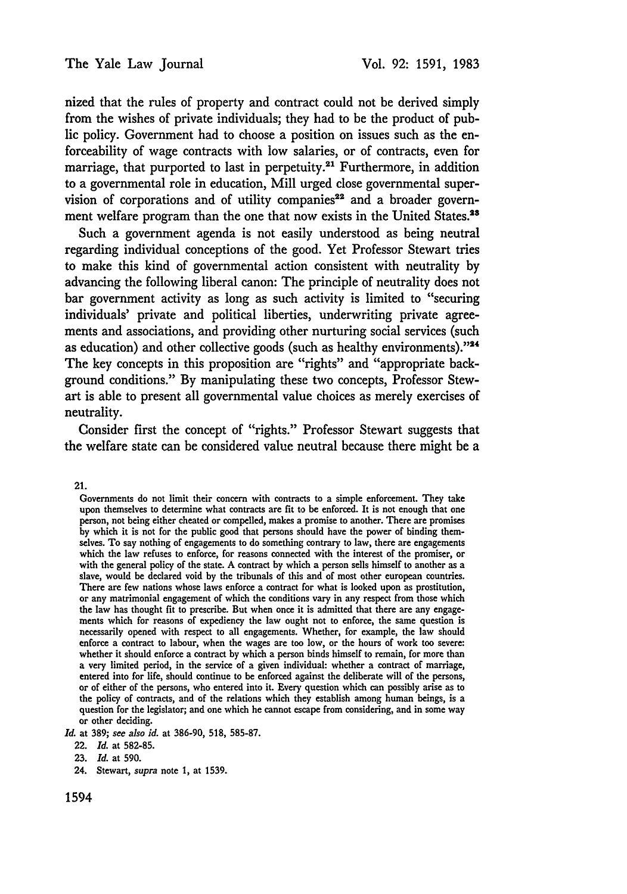nized that the rules of property and contract could not be derived simply from the wishes of private individuals; they had to be the product of public policy. Government had to choose a position on issues such as the enforceability of wage contracts with low salaries, or of contracts, even for marriage, that purported to last in perpetuity.[21] Furthermore, in addition to a governmental role in education, Mill urged close governmental supervision of corporations and of utility companies[22] and a broader government welfare program than the one that now exists in the United States.[23]

Such a government agenda is not easily understood as being neutral regarding individual conceptions of the good. Yet Professor Stewart tries to make this kind of governmental action consistent with neutrality by advancing the following liberal canon: The principle of neutrality does not bar government activity as long as such activity is limited to "securing individuals' private and political liberties, underwriting private agreements and associations, and providing other nurturing social services (such as education) and other collective goods (such as healthy environments)."[24] The key concepts in this proposition are "rights" and "appropriate background conditions." By manipulating these two concepts, Professor Stewart is able to present all governmental value choices as merely exercises of neutrality.

Consider first the concept of "rights." Professor Stewart suggests that the welfare state can be considered value neutral because there might be a

---

21.

> Governments do not limit their concern with contracts to a simple enforcement. They take upon themselves to determine what contracts are fit to be enforced. It is not enough that one person, not being either cheated or compelled, makes a promise to another. There are promises by which it is not for the public good that persons should have the power of binding themselves. To say nothing of engagements to do something contrary to law, there are engagements which the law refuses to enforce, for reasons connected with the interest of the promiser, or with the general policy of the state. A contract by which a person sells himself to another as a slave, would be declared void by the tribunals of this and of most other european countries. There are few nations whose laws enforce a contract for what is looked upon as prostitution, or any matrimonial engagement of which the conditions vary in any respect from those which the law has thought fit to prescribe. But when once it is admitted that there are any engagements which for reasons of expediency the law ought not to enforce, the same question is necessarily opened with respect to all engagements. Whether, for example, the law should enforce a contract to labour, when the wages are too low, or the hours of work too severe: whether it should enforce a contract by which a person binds himself to remain, for more than a very limited period, in the service of a given individual: whether a contract of marriage, entered into for life, should continue to be enforced against the deliberate will of the persons, or of either of the persons, who entered into it. Every question which can possibly arise as to the policy of contracts, and of the relations which they establish among human beings, is a question for the legislator; and one which he cannot escape from considering, and in some way or other deciding.

*Id.* at 389; *see also id.* at 386-90, 518, 585-87.

22. *Id.* at 582-85.

23. *Id.* at 590.

24. Stewart, *supra* note 1, at 1539.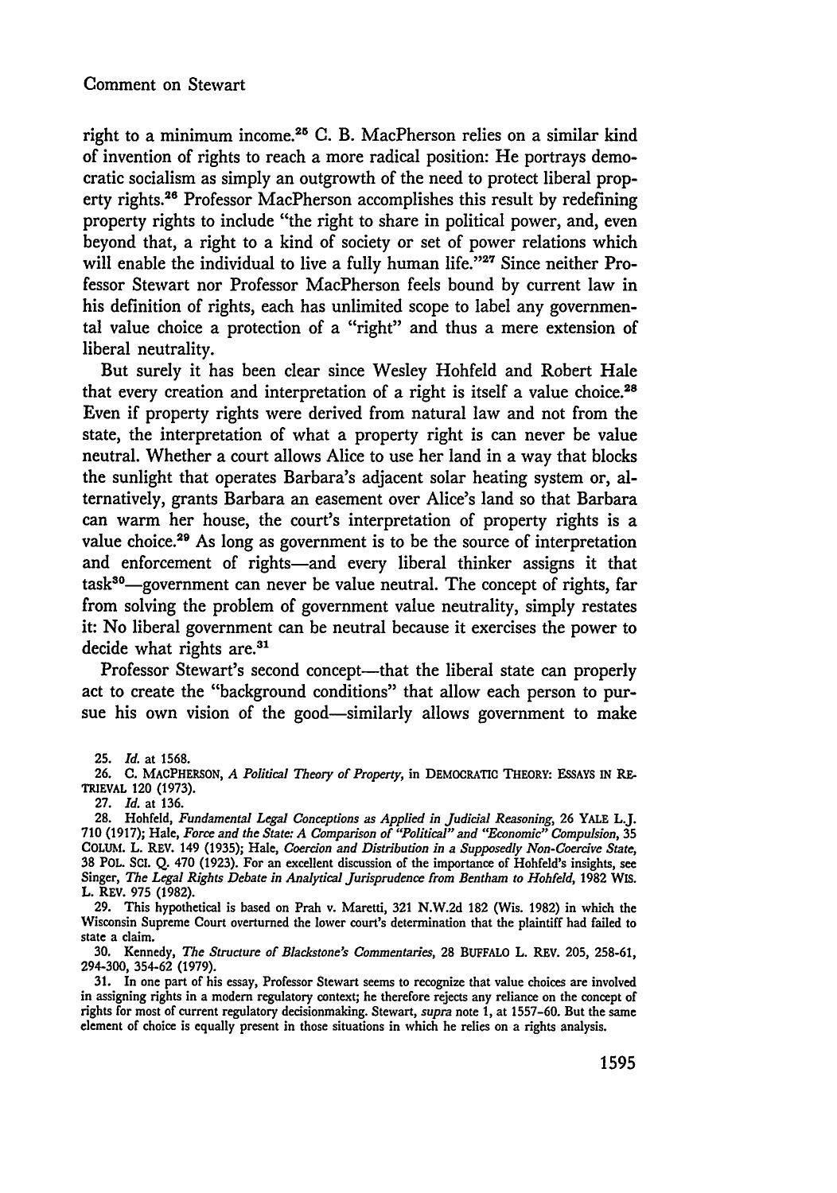right to a minimum income.[25] C. B. MacPherson relies on a similar kind of invention of rights to reach a more radical position: He portrays democratic socialism as simply an outgrowth of the need to protect liberal property rights.[26] Professor MacPherson accomplishes this result by redefining property rights to include "the right to share in political power, and, even beyond that, a right to a kind of society or set of power relations which will enable the individual to live a fully human life."[27] Since neither Professor Stewart nor Professor MacPherson feels bound by current law in his definition of rights, each has unlimited scope to label any governmental value choice a protection of a "right" and thus a mere extension of liberal neutrality.

But surely it has been clear since Wesley Hohfeld and Robert Hale that every creation and interpretation of a right is itself a value choice.[28] Even if property rights were derived from natural law and not from the state, the interpretation of what a property right is can never be value neutral. Whether a court allows Alice to use her land in a way that blocks the sunlight that operates Barbara's adjacent solar heating system or, alternatively, grants Barbara an easement over Alice's land so that Barbara can warm her house, the court's interpretation of property rights is a value choice.[29] As long as government is to be the source of interpretation and enforcement of rights—and every liberal thinker assigns it that task[30]—government can never be value neutral. The concept of rights, far from solving the problem of government value neutrality, simply restates it: No liberal government can be neutral because it exercises the power to decide what rights are.[31]

Professor Stewart's second concept—that the liberal state can properly act to create the "background conditions" that allow each person to pursue his own vision of the good—similarly allows government to make

25. *Id.* at 1568.

26. C. MACPHERSON, *A Political Theory of Property*, in DEMOCRATIC THEORY: ESSAYS IN RETRIEVAL 120 (1973).

27. *Id.* at 136.

28. Hohfeld, *Fundamental Legal Conceptions as Applied in Judicial Reasoning*, 26 YALE L.J. 710 (1917); Hale, *Force and the State: A Comparison of "Political" and "Economic" Compulsion*, 35 COLUM. L. REV. 149 (1935); Hale, *Coercion and Distribution in a Supposedly Non-Coercive State*, 38 POL. SCI. Q. 470 (1923). For an excellent discussion of the importance of Hohfeld's insights, see Singer, *The Legal Rights Debate in Analytical Jurisprudence from Bentham to Hohfeld*, 1982 WIS. L. REV. 975 (1982).

29. This hypothetical is based on Prah v. Maretti, 321 N.W.2d 182 (Wis. 1982) in which the Wisconsin Supreme Court overturned the lower court's determination that the plaintiff had failed to state a claim.

30. Kennedy, *The Structure of Blackstone's Commentaries*, 28 BUFFALO L. REV. 205, 258-61, 294-300, 354-62 (1979).

31. In one part of his essay, Professor Stewart seems to recognize that value choices are involved in assigning rights in a modern regulatory context; he therefore rejects any reliance on the concept of rights for most of current regulatory decisionmaking. Stewart, *supra* note 1, at 1557-60. But the same element of choice is equally present in those situations in which he relies on a rights analysis.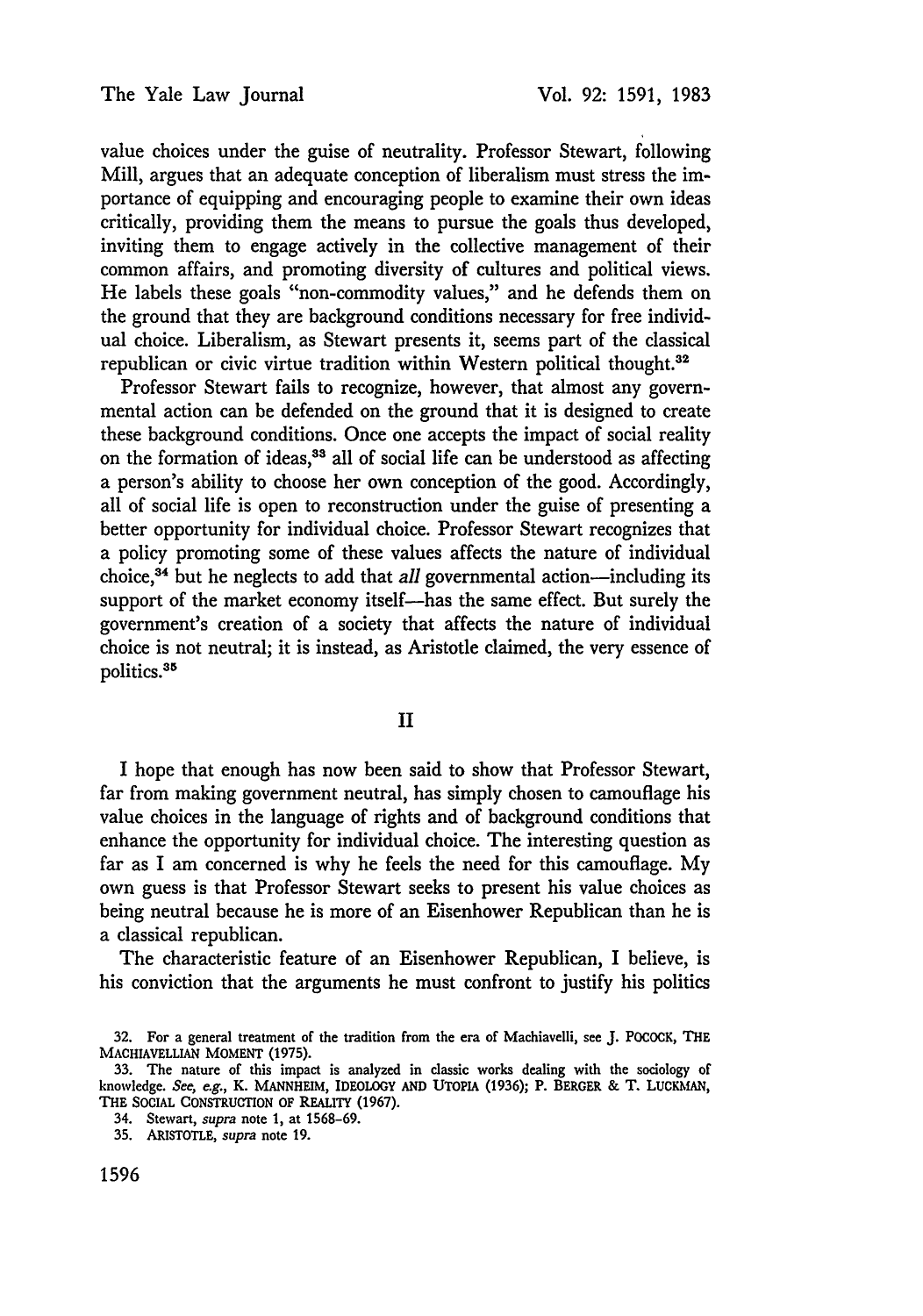value choices under the guise of neutrality. Professor Stewart, following Mill, argues that an adequate conception of liberalism must stress the importance of equipping and encouraging people to examine their own ideas critically, providing them the means to pursue the goals thus developed, inviting them to engage actively in the collective management of their common affairs, and promoting diversity of cultures and political views. He labels these goals "non-commodity values," and he defends them on the ground that they are background conditions necessary for free individual choice. Liberalism, as Stewart presents it, seems part of the classical republican or civic virtue tradition within Western political thought.[32]

Professor Stewart fails to recognize, however, that almost any governmental action can be defended on the ground that it is designed to create these background conditions. Once one accepts the impact of social reality on the formation of ideas,[33] all of social life can be understood as affecting a person's ability to choose her own conception of the good. Accordingly, all of social life is open to reconstruction under the guise of presenting a better opportunity for individual choice. Professor Stewart recognizes that a policy promoting some of these values affects the nature of individual choice,[34] but he neglects to add that *all* governmental action—including its support of the market economy itself—has the same effect. But surely the government's creation of a society that affects the nature of individual choice is not neutral; it is instead, as Aristotle claimed, the very essence of politics.[35]

## II

I hope that enough has now been said to show that Professor Stewart, far from making government neutral, has simply chosen to camouflage his value choices in the language of rights and of background conditions that enhance the opportunity for individual choice. The interesting question as far as I am concerned is why he feels the need for this camouflage. My own guess is that Professor Stewart seeks to present his value choices as being neutral because he is more of an Eisenhower Republican than he is a classical republican.

The characteristic feature of an Eisenhower Republican, I believe, is his conviction that the arguments he must confront to justify his politics

---

32. For a general treatment of the tradition from the era of Machiavelli, see J. POCOCK, THE MACHIAVELLIAN MOMENT (1975).

33. The nature of this impact is analyzed in classic works dealing with the sociology of knowledge. *See, e.g.*, K. MANNHEIM, IDEOLOGY AND UTOPIA (1936); P. BERGER & T. LUCKMAN, THE SOCIAL CONSTRUCTION OF REALITY (1967).

34. Stewart, *supra* note 1, at 1568-69.

35. ARISTOTLE, *supra* note 19.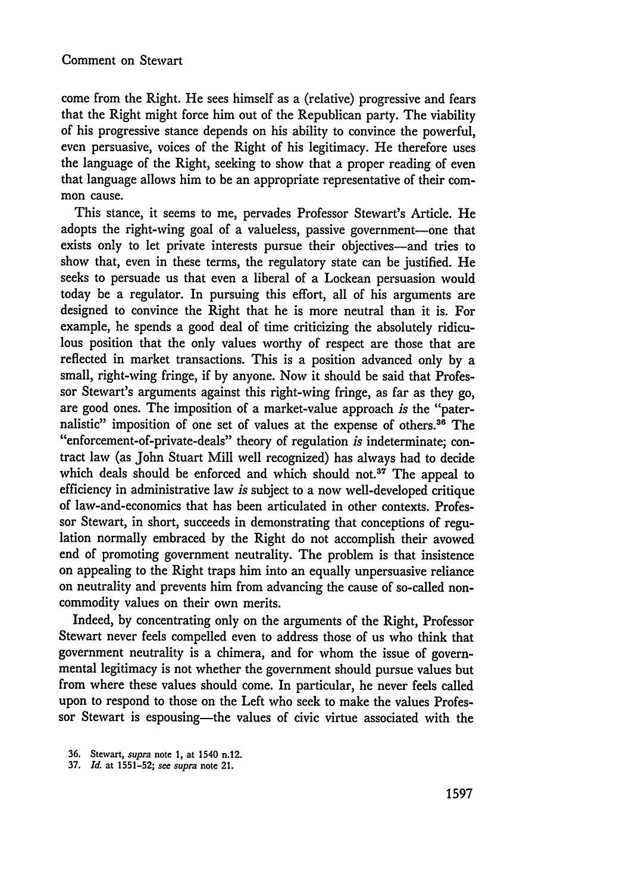come from the Right. He sees himself as a (relative) progressive and fears that the Right might force him out of the Republican party. The viability of his progressive stance depends on his ability to convince the powerful, even persuasive, voices of the Right of his legitimacy. He therefore uses the language of the Right, seeking to show that a proper reading of even that language allows him to be an appropriate representative of their common cause.

This stance, it seems to me, pervades Professor Stewart's Article. He adopts the right-wing goal of a valueless, passive government—one that exists only to let private interests pursue their objectives—and tries to show that, even in these terms, the regulatory state can be justified. He seeks to persuade us that even a liberal of a Lockean persuasion would today be a regulator. In pursuing this effort, all of his arguments are designed to convince the Right that he is more neutral than it is. For example, he spends a good deal of time criticizing the absolutely ridiculous position that the only values worthy of respect are those that are reflected in market transactions. This is a position advanced only by a small, right-wing fringe, if by anyone. Now it should be said that Professor Stewart's arguments against this right-wing fringe, as far as they go, are good ones. The imposition of a market-value approach *is* the "paternalistic" imposition of one set of values at the expense of others.[36] The "enforcement-of-private-deals" theory of regulation *is* indeterminate; contract law (as John Stuart Mill well recognized) has always had to decide which deals should be enforced and which should not.[37] The appeal to efficiency in administrative law *is* subject to a now well-developed critique of law-and-economics that has been articulated in other contexts. Professor Stewart, in short, succeeds in demonstrating that conceptions of regulation normally embraced by the Right do not accomplish their avowed end of promoting government neutrality. The problem is that insistence on appealing to the Right traps him into an equally unpersuasive reliance on neutrality and prevents him from advancing the cause of so-called noncommodity values on their own merits.

Indeed, by concentrating only on the arguments of the Right, Professor Stewart never feels compelled even to address those of us who think that government neutrality is a chimera, and for whom the issue of governmental legitimacy is not whether the government should pursue values but from where these values should come. In particular, he never feels called upon to respond to those on the Left who seek to make the values Professor Stewart is espousing—the values of civic virtue associated with the

36. Stewart, *supra* note 1, at 1540 n.12.
37. *Id.* at 1551-52; *see supra* note 21.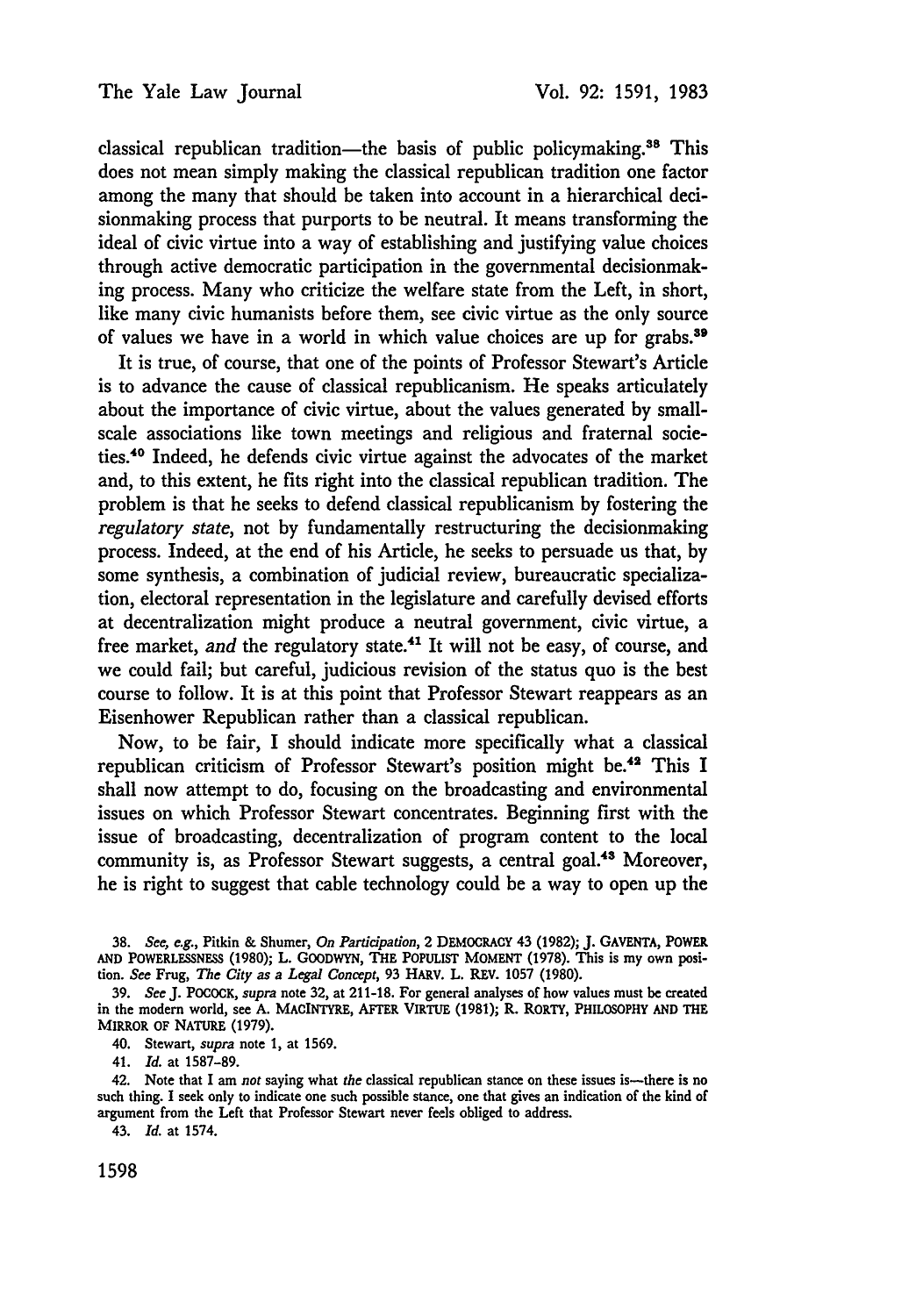classical republican tradition—the basis of public policymaking.[38] This does not mean simply making the classical republican tradition one factor among the many that should be taken into account in a hierarchical decisionmaking process that purports to be neutral. It means transforming the ideal of civic virtue into a way of establishing and justifying value choices through active democratic participation in the governmental decisionmaking process. Many who criticize the welfare state from the Left, in short, like many civic humanists before them, see civic virtue as the only source of values we have in a world in which value choices are up for grabs.[39]

It is true, of course, that one of the points of Professor Stewart's Article is to advance the cause of classical republicanism. He speaks articulately about the importance of civic virtue, about the values generated by small-scale associations like town meetings and religious and fraternal societies.[40] Indeed, he defends civic virtue against the advocates of the market and, to this extent, he fits right into the classical republican tradition. The problem is that he seeks to defend classical republicanism by fostering the *regulatory state*, not by fundamentally restructuring the decisionmaking process. Indeed, at the end of his Article, he seeks to persuade us that, by some synthesis, a combination of judicial review, bureaucratic specialization, electoral representation in the legislature and carefully devised efforts at decentralization might produce a neutral government, civic virtue, a free market, *and* the regulatory state.[41] It will not be easy, of course, and we could fail; but careful, judicious revision of the status quo is the best course to follow. It is at this point that Professor Stewart reappears as an Eisenhower Republican rather than a classical republican.

Now, to be fair, I should indicate more specifically what a classical republican criticism of Professor Stewart's position might be.[42] This I shall now attempt to do, focusing on the broadcasting and environmental issues on which Professor Stewart concentrates. Beginning first with the issue of broadcasting, decentralization of program content to the local community is, as Professor Stewart suggests, a central goal.[43] Moreover, he is right to suggest that cable technology could be a way to open up the

38. *See, e.g.*, Pitkin & Shumer, *On Participation*, 2 DEMOCRACY 43 (1982); J. GAVENTA, POWER AND POWERLESSNESS (1980); L. GOODWYN, THE POPULIST MOMENT (1978). This is my own position. *See* Frug, *The City as a Legal Concept*, 93 HARV. L. REV. 1057 (1980).

39. *See* J. POCOCK, *supra* note 32, at 211-18. For general analyses of how values must be created in the modern world, see A. MACINTYRE, AFTER VIRTUE (1981); R. RORTY, PHILOSOPHY AND THE MIRROR OF NATURE (1979).

40. Stewart, *supra* note 1, at 1569.

41. *Id.* at 1587-89.

42. Note that I am *not* saying what *the* classical republican stance on these issues is—there is no such thing. I seek only to indicate one such possible stance, one that gives an indication of the kind of argument from the Left that Professor Stewart never feels obliged to address.

43. *Id.* at 1574.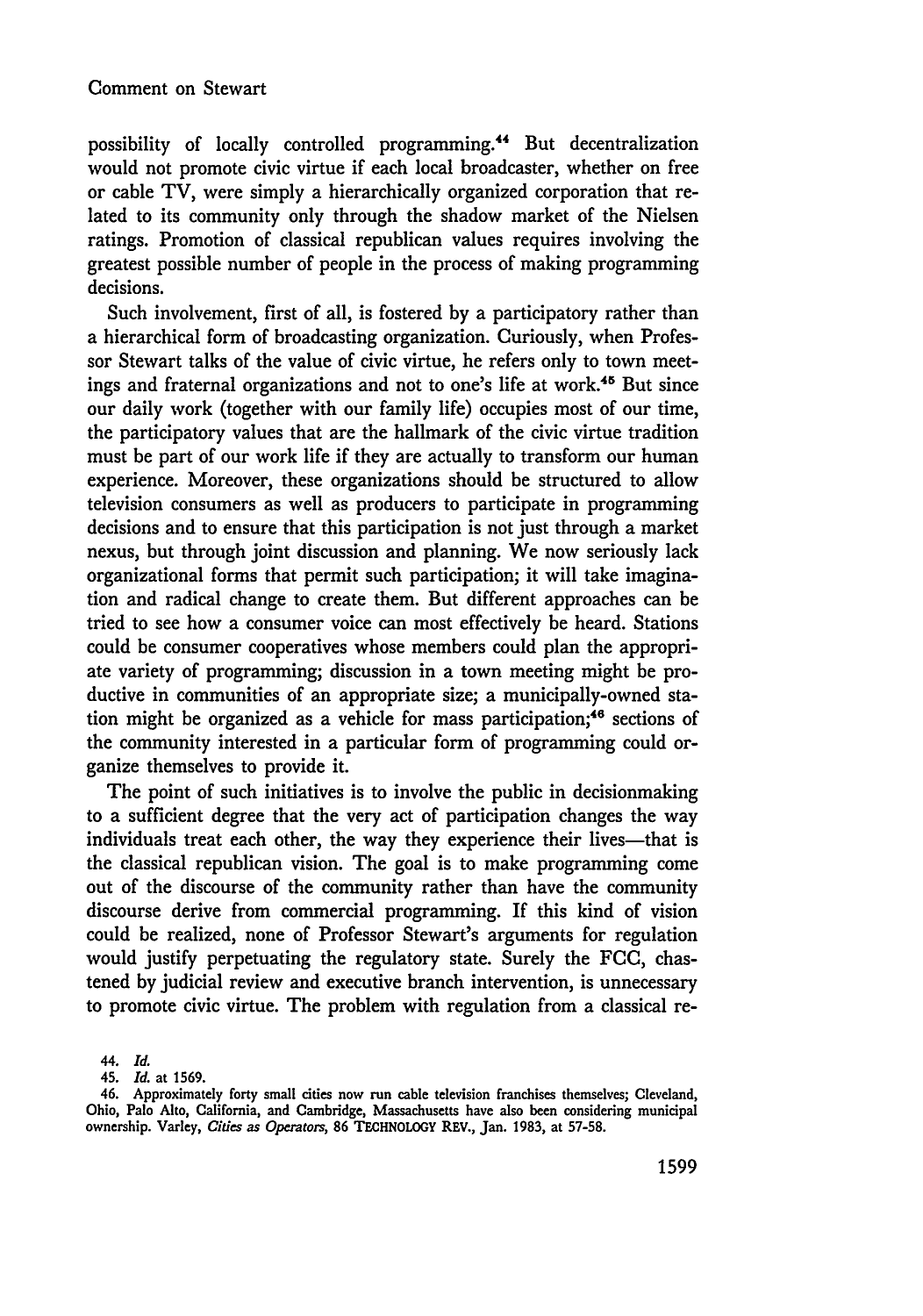possibility of locally controlled programming.[44] But decentralization would not promote civic virtue if each local broadcaster, whether on free or cable TV, were simply a hierarchically organized corporation that related to its community only through the shadow market of the Nielsen ratings. Promotion of classical republican values requires involving the greatest possible number of people in the process of making programming decisions.

Such involvement, first of all, is fostered by a participatory rather than a hierarchical form of broadcasting organization. Curiously, when Professor Stewart talks of the value of civic virtue, he refers only to town meetings and fraternal organizations and not to one's life at work.[45] But since our daily work (together with our family life) occupies most of our time, the participatory values that are the hallmark of the civic virtue tradition must be part of our work life if they are actually to transform our human experience. Moreover, these organizations should be structured to allow television consumers as well as producers to participate in programming decisions and to ensure that this participation is not just through a market nexus, but through joint discussion and planning. We now seriously lack organizational forms that permit such participation; it will take imagination and radical change to create them. But different approaches can be tried to see how a consumer voice can most effectively be heard. Stations could be consumer cooperatives whose members could plan the appropriate variety of programming; discussion in a town meeting might be productive in communities of an appropriate size; a municipally-owned station might be organized as a vehicle for mass participation;[46] sections of the community interested in a particular form of programming could organize themselves to provide it.

The point of such initiatives is to involve the public in decisionmaking to a sufficient degree that the very act of participation changes the way individuals treat each other, the way they experience their lives—that is the classical republican vision. The goal is to make programming come out of the discourse of the community rather than have the community discourse derive from commercial programming. If this kind of vision could be realized, none of Professor Stewart's arguments for regulation would justify perpetuating the regulatory state. Surely the FCC, chastened by judicial review and executive branch intervention, is unnecessary to promote civic virtue. The problem with regulation from a classical re-

44. *Id.*

45. *Id.* at 1569.

46. Approximately forty small cities now run cable television franchises themselves; Cleveland, Ohio, Palo Alto, California, and Cambridge, Massachusetts have also been considering municipal ownership. Varley, *Cities as Operators*, 86 TECHNOLOGY REV., Jan. 1983, at 57-58.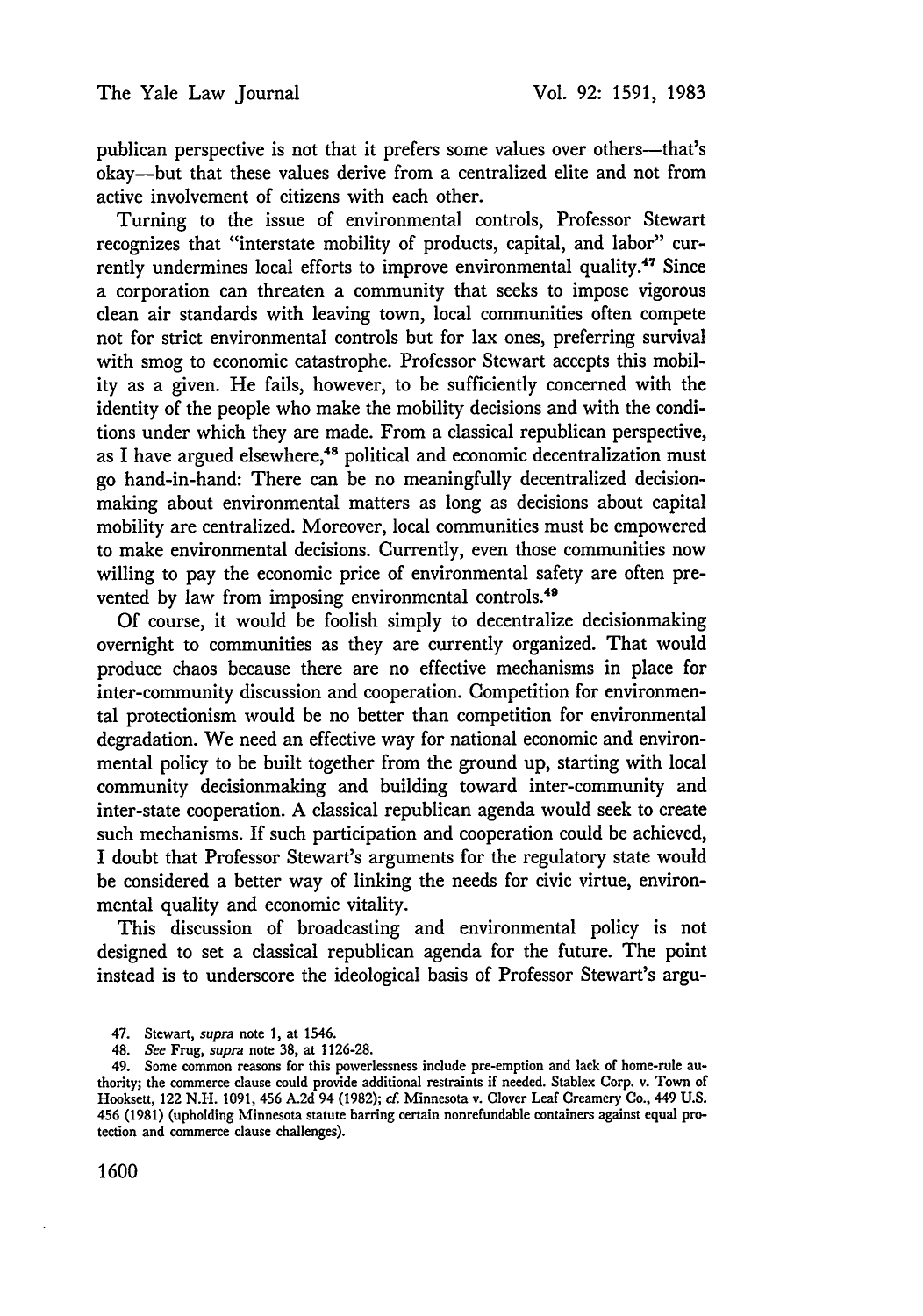publican perspective is not that it prefers some values over others—that's okay—but that these values derive from a centralized elite and not from active involvement of citizens with each other.

Turning to the issue of environmental controls, Professor Stewart recognizes that "interstate mobility of products, capital, and labor" currently undermines local efforts to improve environmental quality.[47] Since a corporation can threaten a community that seeks to impose vigorous clean air standards with leaving town, local communities often compete not for strict environmental controls but for lax ones, preferring survival with smog to economic catastrophe. Professor Stewart accepts this mobility as a given. He fails, however, to be sufficiently concerned with the identity of the people who make the mobility decisions and with the conditions under which they are made. From a classical republican perspective, as I have argued elsewhere,[48] political and economic decentralization must go hand-in-hand: There can be no meaningfully decentralized decisionmaking about environmental matters as long as decisions about capital mobility are centralized. Moreover, local communities must be empowered to make environmental decisions. Currently, even those communities now willing to pay the economic price of environmental safety are often prevented by law from imposing environmental controls.[49]

Of course, it would be foolish simply to decentralize decisionmaking overnight to communities as they are currently organized. That would produce chaos because there are no effective mechanisms in place for inter-community discussion and cooperation. Competition for environmental protectionism would be no better than competition for environmental degradation. We need an effective way for national economic and environmental policy to be built together from the ground up, starting with local community decisionmaking and building toward inter-community and inter-state cooperation. A classical republican agenda would seek to create such mechanisms. If such participation and cooperation could be achieved, I doubt that Professor Stewart's arguments for the regulatory state would be considered a better way of linking the needs for civic virtue, environmental quality and economic vitality.

This discussion of broadcasting and environmental policy is not designed to set a classical republican agenda for the future. The point instead is to underscore the ideological basis of Professor Stewart's argu-

47. Stewart, *supra* note 1, at 1546.

48. *See* Frug, *supra* note 38, at 1126-28.

49. Some common reasons for this powerlessness include pre-emption and lack of home-rule authority; the commerce clause could provide additional restraints if needed. Stablex Corp. v. Town of Hooksett, 122 N.H. 1091, 456 A.2d 94 (1982); *cf.* Minnesota v. Clover Leaf Creamery Co., 449 U.S. 456 (1981) (upholding Minnesota statute barring certain nonrefundable containers against equal protection and commerce clause challenges).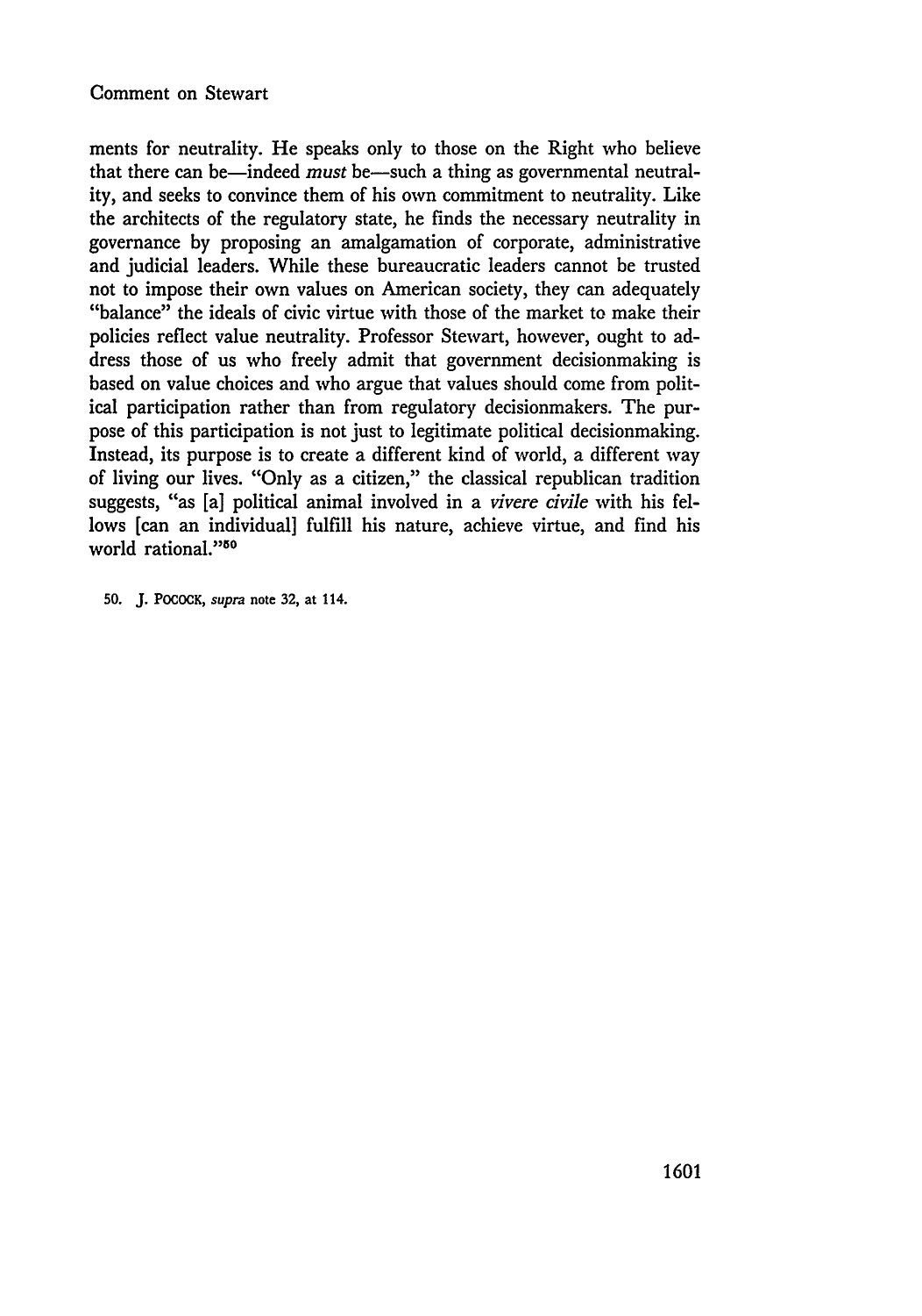ments for neutrality. He speaks only to those on the Right who believe that there can be—indeed *must* be—such a thing as governmental neutrality, and seeks to convince them of his own commitment to neutrality. Like the architects of the regulatory state, he finds the necessary neutrality in governance by proposing an amalgamation of corporate, administrative and judicial leaders. While these bureaucratic leaders cannot be trusted not to impose their own values on American society, they can adequately "balance" the ideals of civic virtue with those of the market to make their policies reflect value neutrality. Professor Stewart, however, ought to address those of us who freely admit that government decisionmaking is based on value choices and who argue that values should come from political participation rather than from regulatory decisionmakers. The purpose of this participation is not just to legitimate political decisionmaking. Instead, its purpose is to create a different kind of world, a different way of living our lives. "Only as a citizen," the classical republican tradition suggests, "as [a] political animal involved in a *vivere civile* with his fellows [can an individual] fulfill his nature, achieve virtue, and find his world rational."[50]

50. J. POCOCK, *supra* note 32, at 114.